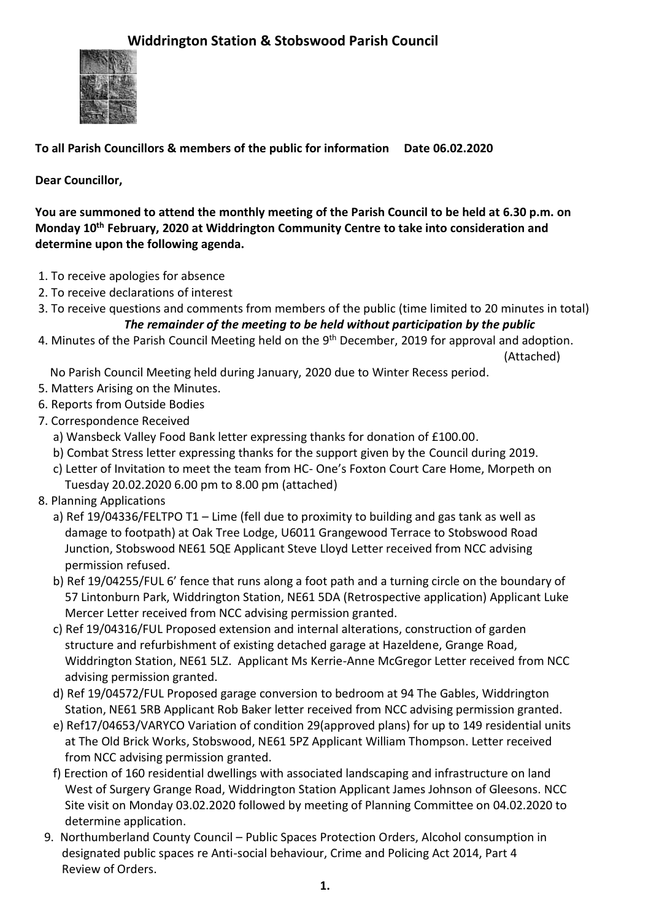# Widdrington Station & Stobswood Parish Council

**To all Parish Councillors & members of the public for information Date 06.02.2020**

**Dear Councillor,**

**You are summoned to attend the monthly meeting of the Parish Council to be held at 6.30 p.m. on Monday 10th February, 2020 at Widdrington Community Centre to take into consideration and determine upon the following agenda.**

1. To receive apologies for absence
2. To receive declarations of interest
3. To receive questions and comments from members of the public (time limited to 20 minutes in total)

   ***The remainder of the meeting to be held without participation by the public***

4. Minutes of the Parish Council Meeting held on the 9th December, 2019 for approval and adoption. (Attached)

   No Parish Council Meeting held during January, 2020 due to Winter Recess period.

5. Matters Arising on the Minutes.
6. Reports from Outside Bodies
7. Correspondence Received
   a) Wansbeck Valley Food Bank letter expressing thanks for donation of £100.00.
   b) Combat Stress letter expressing thanks for the support given by the Council during 2019.
   c) Letter of Invitation to meet the team from HC- One's Foxton Court Care Home, Morpeth on Tuesday 20.02.2020 6.00 pm to 8.00 pm (attached)
8. Planning Applications
   a) Ref 19/04336/FELTPO T1 – Lime (fell due to proximity to building and gas tank as well as damage to footpath) at Oak Tree Lodge, U6011 Grangewood Terrace to Stobswood Road Junction, Stobswood NE61 5QE Applicant Steve Lloyd Letter received from NCC advising permission refused.
   b) Ref 19/04255/FUL 6' fence that runs along a foot path and a turning circle on the boundary of 57 Lintonburn Park, Widdrington Station, NE61 5DA (Retrospective application) Applicant Luke Mercer Letter received from NCC advising permission granted.
   c) Ref 19/04316/FUL Proposed extension and internal alterations, construction of garden structure and refurbishment of existing detached garage at Hazeldene, Grange Road, Widdrington Station, NE61 5LZ. Applicant Ms Kerrie-Anne McGregor Letter received from NCC advising permission granted.
   d) Ref 19/04572/FUL Proposed garage conversion to bedroom at 94 The Gables, Widdrington Station, NE61 5RB Applicant Rob Baker letter received from NCC advising permission granted.
   e) Ref17/04653/VARYCO Variation of condition 29(approved plans) for up to 149 residential units at The Old Brick Works, Stobswood, NE61 5PZ Applicant William Thompson. Letter received from NCC advising permission granted.
   f) Erection of 160 residential dwellings with associated landscaping and infrastructure on land West of Surgery Grange Road, Widdrington Station Applicant James Johnson of Gleesons. NCC Site visit on Monday 03.02.2020 followed by meeting of Planning Committee on 04.02.2020 to determine application.
9. Northumberland County Council – Public Spaces Protection Orders, Alcohol consumption in designated public spaces re Anti-social behaviour, Crime and Policing Act 2014, Part 4 Review of Orders.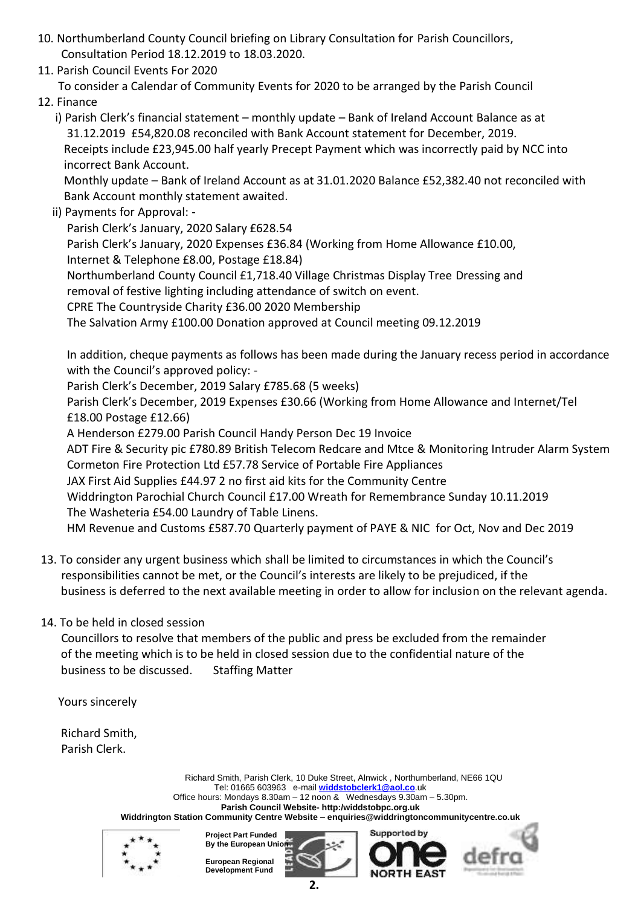10. Northumberland County Council briefing on Library Consultation for Parish Councillors, Consultation Period 18.12.2019 to 18.03.2020.
11. Parish Council Events For 2020

    To consider a Calendar of Community Events for 2020 to be arranged by the Parish Council
12. Finance

    i) Parish Clerk's financial statement – monthly update – Bank of Ireland Account Balance as at 31.12.2019 £54,820.08 reconciled with Bank Account statement for December, 2019. Receipts include £23,945.00 half yearly Precept Payment which was incorrectly paid by NCC into incorrect Bank Account.

    Monthly update – Bank of Ireland Account as at 31.01.2020 Balance £52,382.40 not reconciled with Bank Account monthly statement awaited.

    ii) Payments for Approval: -

    Parish Clerk's January, 2020 Salary £628.54
    Parish Clerk's January, 2020 Expenses £36.84 (Working from Home Allowance £10.00, Internet & Telephone £8.00, Postage £18.84)
    Northumberland County Council £1,718.40 Village Christmas Display Tree Dressing and removal of festive lighting including attendance of switch on event.
    CPRE The Countryside Charity £36.00 2020 Membership
    The Salvation Army £100.00 Donation approved at Council meeting 09.12.2019

    In addition, cheque payments as follows has been made during the January recess period in accordance with the Council's approved policy: -

    Parish Clerk's December, 2019 Salary £785.68 (5 weeks)
    Parish Clerk's December, 2019 Expenses £30.66 (Working from Home Allowance and Internet/Tel £18.00 Postage £12.66)
    A Henderson £279.00 Parish Council Handy Person Dec 19 Invoice
    ADT Fire & Security pic £780.89 British Telecom Redcare and Mtce & Monitoring Intruder Alarm System
    Cormeton Fire Protection Ltd £57.78 Service of Portable Fire Appliances
    JAX First Aid Supplies £44.97 2 no first aid kits for the Community Centre
    Widdrington Parochial Church Council £17.00 Wreath for Remembrance Sunday 10.11.2019
    The Washeteria £54.00 Laundry of Table Linens.
    HM Revenue and Customs £587.70 Quarterly payment of PAYE & NIC for Oct, Nov and Dec 2019

13. To consider any urgent business which shall be limited to circumstances in which the Council's responsibilities cannot be met, or the Council's interests are likely to be prejudiced, if the business is deferred to the next available meeting in order to allow for inclusion on the relevant agenda.

14. To be held in closed session

    Councillors to resolve that members of the public and press be excluded from the remainder of the meeting which is to be held in closed session due to the confidential nature of the business to be discussed. Staffing Matter

Yours sincerely

Richard Smith,
Parish Clerk.

Richard Smith, Parish Clerk, 10 Duke Street, Alnwick , Northumberland, NE66 1QU
Tel: 01665 603963 e-mail **widdstobclerk1@aol.co**.uk
Office hours: Mondays 8.30am – 12 noon & Wednesdays 9.30am – 5.30pm.
**Parish Council Website- http:/widdstobpc.org.uk**
**Widdrington Station Community Centre Website – enquiries@widdringtoncommunitycentre.co.uk**

**Project Part Funded By the European Union**

**European Regional Development Fund**

Supported by one NORTH EAST

defra